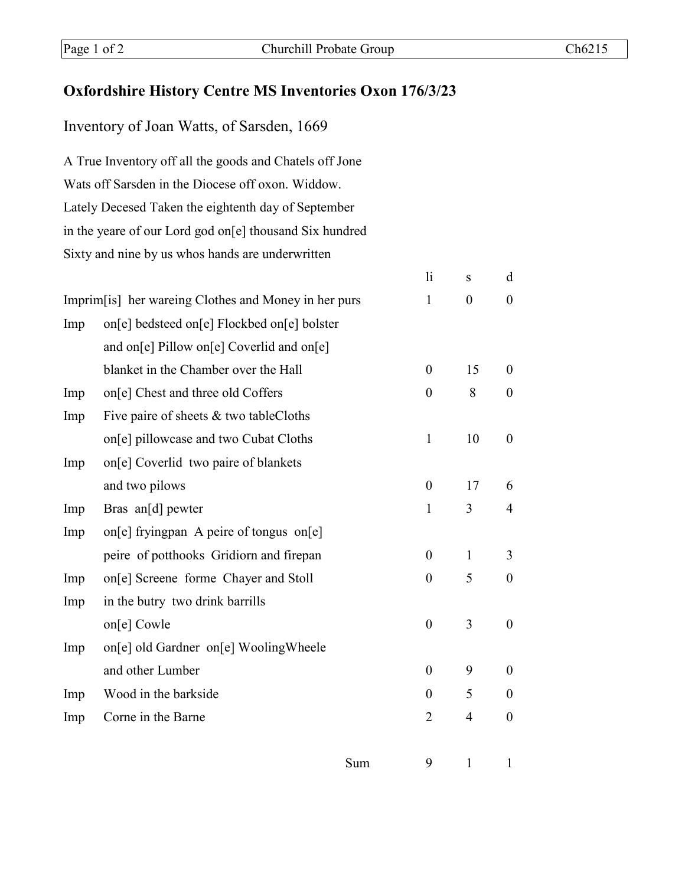# Oxfordshire History Centre MS Inventories Oxon 176/3/23

## Inventory of Joan Watts, of Sarsden, 1669

A True Inventory off all the goods and Chatels off Jone
Wats off Sarsden in the Diocese off oxon. Widdow.
Lately Decesed Taken the eightenth day of September
in the yeare of our Lord god on[e] thousand Six hundred
Sixty and nine by us whos hands are underwritten

| | | li | s | d |
|---|---|---|---|---|
| Imprim[is] | her wareing Clothes and Money in her purs | 1 | 0 | 0 |
| Imp | on[e] bedsteed on[e] Flockbed on[e] bolster and on[e] Pillow on[e] Coverlid and on[e] blanket in the Chamber over the Hall | 0 | 15 | 0 |
| Imp | on[e] Chest and three old Coffers | 0 | 8 | 0 |
| Imp | Five paire of sheets & two tableCloths on[e] pillowcase and two Cubat Cloths | 1 | 10 | 0 |
| Imp | on[e] Coverlid two paire of blankets and two pilows | 0 | 17 | 6 |
| Imp | Bras an[d] pewter | 1 | 3 | 4 |
| Imp | on[e] fryingpan A peire of tongus on[e] peire of potthooks Gridiorn and firepan | 0 | 1 | 3 |
| Imp | on[e] Screene forme Chayer and Stoll | 0 | 5 | 0 |
| Imp | in the butry two drink barrills on[e] Cowle | 0 | 3 | 0 |
| Imp | on[e] old Gardner on[e] WoolingWheele and other Lumber | 0 | 9 | 0 |
| Imp | Wood in the barkside | 0 | 5 | 0 |
| Imp | Corne in the Barne | 2 | 4 | 0 |
| | Sum | 9 | 1 | 1 |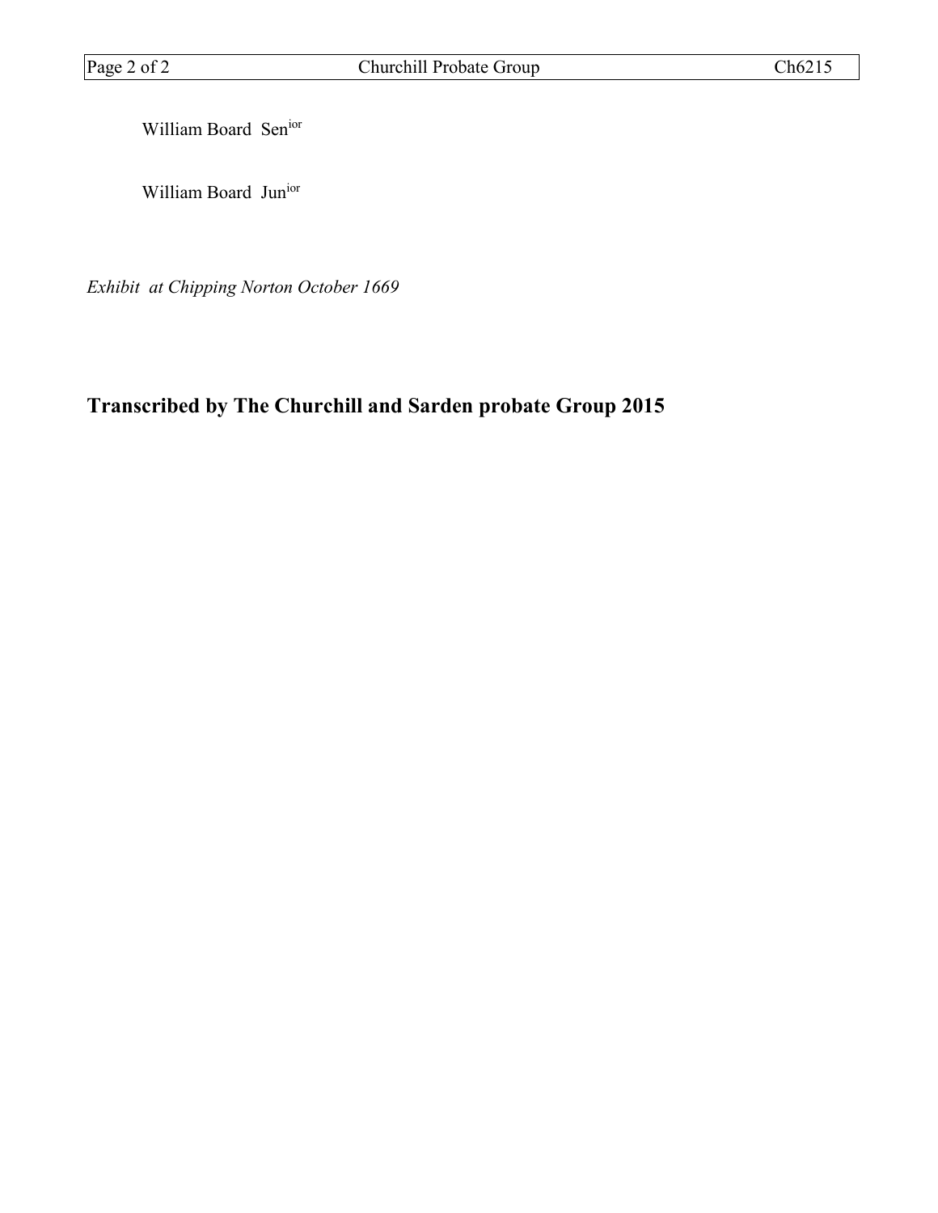William Board  Sen[ior]

William Board  Jun[ior]

*Exhibit  at Chipping Norton October 1669*

**Transcribed by The Churchill and Sarden probate Group 2015**